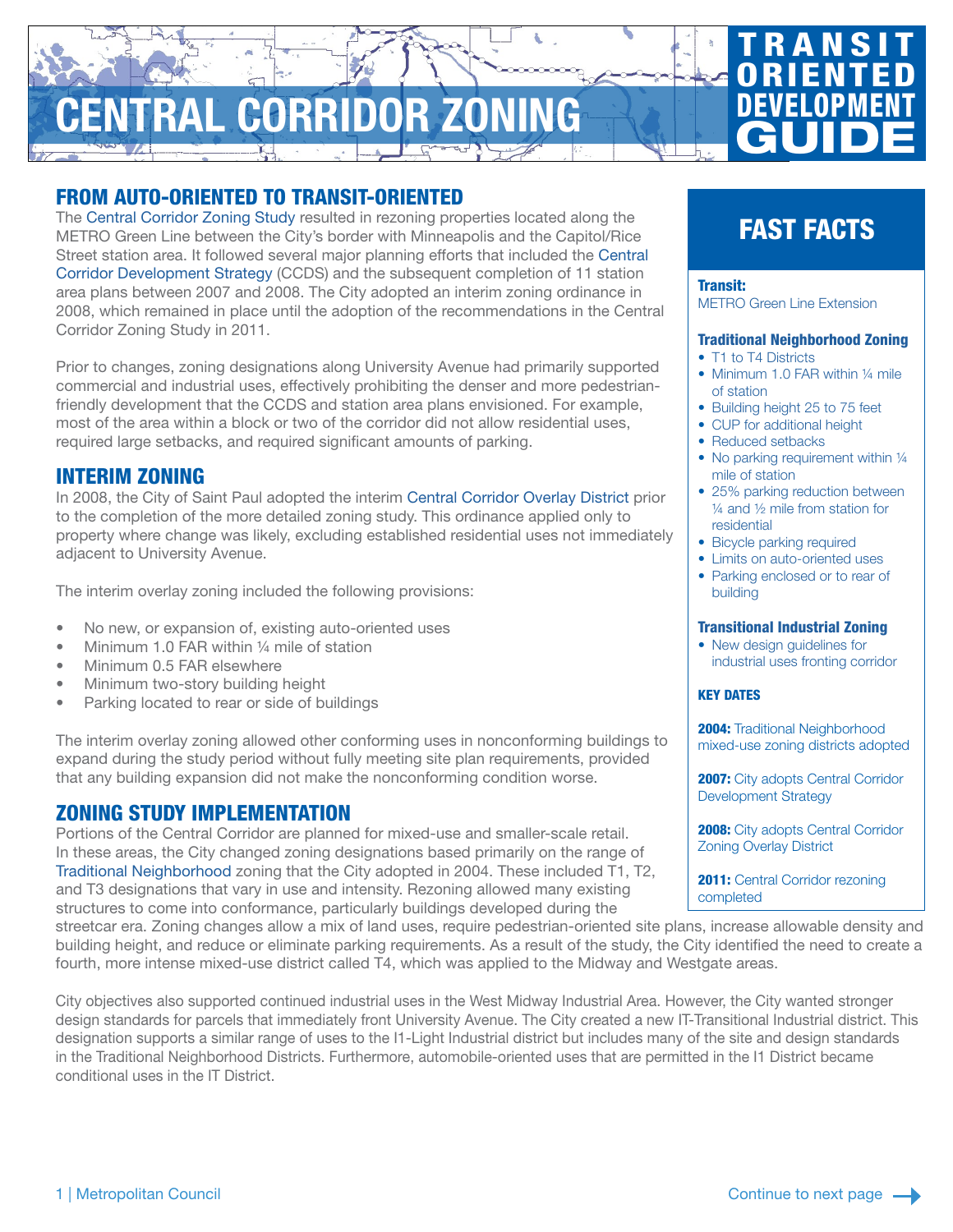# CENTRAL CORRIDOR ZONING

**TRANSIT ORIENTED DEVELOPMENT GUIDE**

## FROM AUTO-ORIENTED TO TRANSIT-ORIENTED

The Central Corridor Zoning Study resulted in rezoning properties located along the METRO Green Line between the City's border with Minneapolis and the Capitol/Rice Street station area. It followed several major planning efforts that included the Central Corridor Development Strategy (CCDS) and the subsequent completion of 11 station area plans between 2007 and 2008. The City adopted an interim zoning ordinance in 2008, which remained in place until the adoption of the recommendations in the Central Corridor Zoning Study in 2011.

Prior to changes, zoning designations along University Avenue had primarily supported commercial and industrial uses, effectively prohibiting the denser and more pedestrian-friendly development that the CCDS and station area plans envisioned. For example, most of the area within a block or two of the corridor did not allow residential uses, required large setbacks, and required significant amounts of parking.

## INTERIM ZONING

In 2008, the City of Saint Paul adopted the interim Central Corridor Overlay District prior to the completion of the more detailed zoning study. This ordinance applied only to property where change was likely, excluding established residential uses not immediately adjacent to University Avenue.

The interim overlay zoning included the following provisions:

- No new, or expansion of, existing auto-oriented uses
- Minimum 1.0 FAR within ¼ mile of station
- Minimum 0.5 FAR elsewhere
- Minimum two-story building height
- Parking located to rear or side of buildings

The interim overlay zoning allowed other conforming uses in nonconforming buildings to expand during the study period without fully meeting site plan requirements, provided that any building expansion did not make the nonconforming condition worse.

## ZONING STUDY IMPLEMENTATION

Portions of the Central Corridor are planned for mixed-use and smaller-scale retail. In these areas, the City changed zoning designations based primarily on the range of Traditional Neighborhood zoning that the City adopted in 2004. These included T1, T2, and T3 designations that vary in use and intensity. Rezoning allowed many existing structures to come into conformance, particularly buildings developed during the streetcar era. Zoning changes allow a mix of land uses, require pedestrian-oriented site plans, increase allowable density and building height, and reduce or eliminate parking requirements. As a result of the study, the City identified the need to create a fourth, more intense mixed-use district called T4, which was applied to the Midway and Westgate areas.

City objectives also supported continued industrial uses in the West Midway Industrial Area. However, the City wanted stronger design standards for parcels that immediately front University Avenue. The City created a new IT-Transitional Industrial district. This designation supports a similar range of uses to the I1-Light Industrial district but includes many of the site and design standards in the Traditional Neighborhood Districts. Furthermore, automobile-oriented uses that are permitted in the I1 District became conditional uses in the IT District.

## FAST FACTS

**Transit:**
METRO Green Line Extension

**Traditional Neighborhood Zoning**

- T1 to T4 Districts
- Minimum 1.0 FAR within ¼ mile of station
- Building height 25 to 75 feet
- CUP for additional height
- Reduced setbacks
- No parking requirement within ¼ mile of station
- 25% parking reduction between ¼ and ½ mile from station for residential
- Bicycle parking required
- Limits on auto-oriented uses
- Parking enclosed or to rear of building

**Transitional Industrial Zoning**

- New design guidelines for industrial uses fronting corridor

**KEY DATES**

**2004:** Traditional Neighborhood mixed-use zoning districts adopted

**2007:** City adopts Central Corridor Development Strategy

**2008:** City adopts Central Corridor Zoning Overlay District

**2011:** Central Corridor rezoning completed

Continue to next page →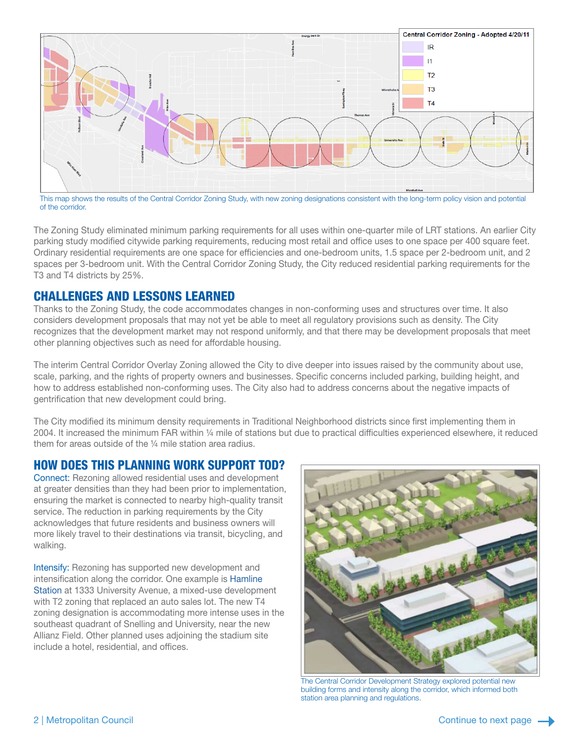This map shows the results of the Central Corridor Zoning Study, with new zoning designations consistent with the long-term policy vision and potential of the corridor.

The Zoning Study eliminated minimum parking requirements for all uses within one-quarter mile of LRT stations. An earlier City parking study modified citywide parking requirements, reducing most retail and office uses to one space per 400 square feet. Ordinary residential requirements are one space for efficiencies and one-bedroom units, 1.5 space per 2-bedroom unit, and 2 spaces per 3-bedroom unit. With the Central Corridor Zoning Study, the City reduced residential parking requirements for the T3 and T4 districts by 25%.

## CHALLENGES AND LESSONS LEARNED

Thanks to the Zoning Study, the code accommodates changes in non-conforming uses and structures over time. It also considers development proposals that may not yet be able to meet all regulatory provisions such as density. The City recognizes that the development market may not respond uniformly, and that there may be development proposals that meet other planning objectives such as need for affordable housing.

The interim Central Corridor Overlay Zoning allowed the City to dive deeper into issues raised by the community about use, scale, parking, and the rights of property owners and businesses. Specific concerns included parking, building height, and how to address established non-conforming uses. The City also had to address concerns about the negative impacts of gentrification that new development could bring.

The City modified its minimum density requirements in Traditional Neighborhood districts since first implementing them in 2004. It increased the minimum FAR within ¼ mile of stations but due to practical difficulties experienced elsewhere, it reduced them for areas outside of the ¼ mile station area radius.

## HOW DOES THIS PLANNING WORK SUPPORT TOD?

Connect: Rezoning allowed residential uses and development at greater densities than they had been prior to implementation, ensuring the market is connected to nearby high-quality transit service. The reduction in parking requirements by the City acknowledges that future residents and business owners will more likely travel to their destinations via transit, bicycling, and walking.

Intensify: Rezoning has supported new development and intensification along the corridor. One example is Hamline Station at 1333 University Avenue, a mixed-use development with T2 zoning that replaced an auto sales lot. The new T4 zoning designation is accommodating more intense uses in the southeast quadrant of Snelling and University, near the new Allianz Field. Other planned uses adjoining the stadium site include a hotel, residential, and offices.

The Central Corridor Development Strategy explored potential new building forms and intensity along the corridor, which informed both station area planning and regulations.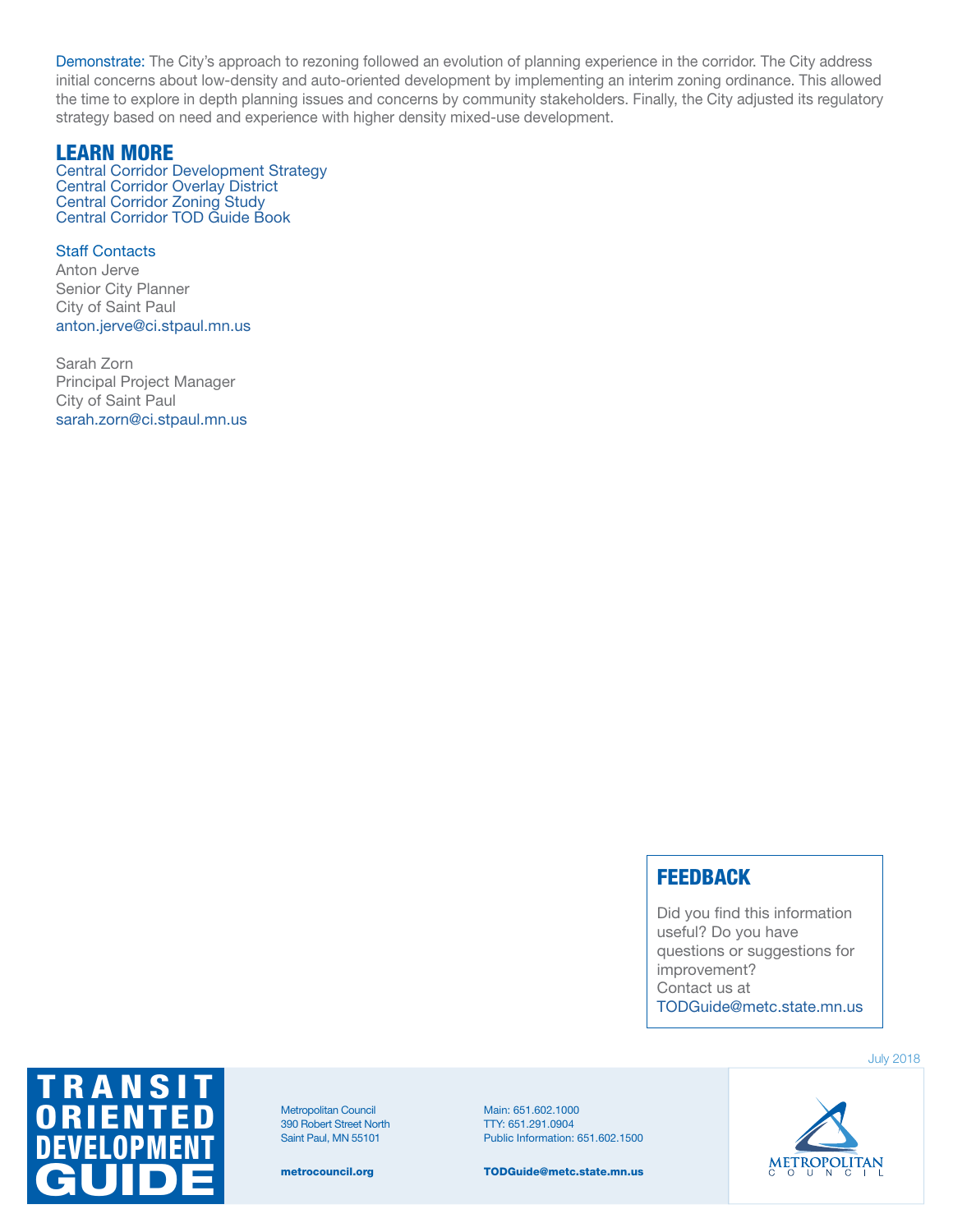Demonstrate: The City's approach to rezoning followed an evolution of planning experience in the corridor. The City address initial concerns about low-density and auto-oriented development by implementing an interim zoning ordinance. This allowed the time to explore in depth planning issues and concerns by community stakeholders. Finally, the City adjusted its regulatory strategy based on need and experience with higher density mixed-use development.

## LEARN MORE

Central Corridor Development Strategy
Central Corridor Overlay District
Central Corridor Zoning Study
Central Corridor TOD Guide Book

Staff Contacts

Anton Jerve
Senior City Planner
City of Saint Paul
anton.jerve@ci.stpaul.mn.us

Sarah Zorn
Principal Project Manager
City of Saint Paul
sarah.zorn@ci.stpaul.mn.us

## FEEDBACK

Did you find this information useful? Do you have questions or suggestions for improvement?
Contact us at TODGuide@metc.state.mn.us

July 2018

TRANSIT ORIENTED DEVELOPMENT GUIDE

Metropolitan Council
390 Robert Street North
Saint Paul, MN 55101

metrocouncil.org

Main: 651.602.1000
TTY: 651.291.0904
Public Information: 651.602.1500

TODGuide@metc.state.mn.us

METROPOLITAN COUNCIL